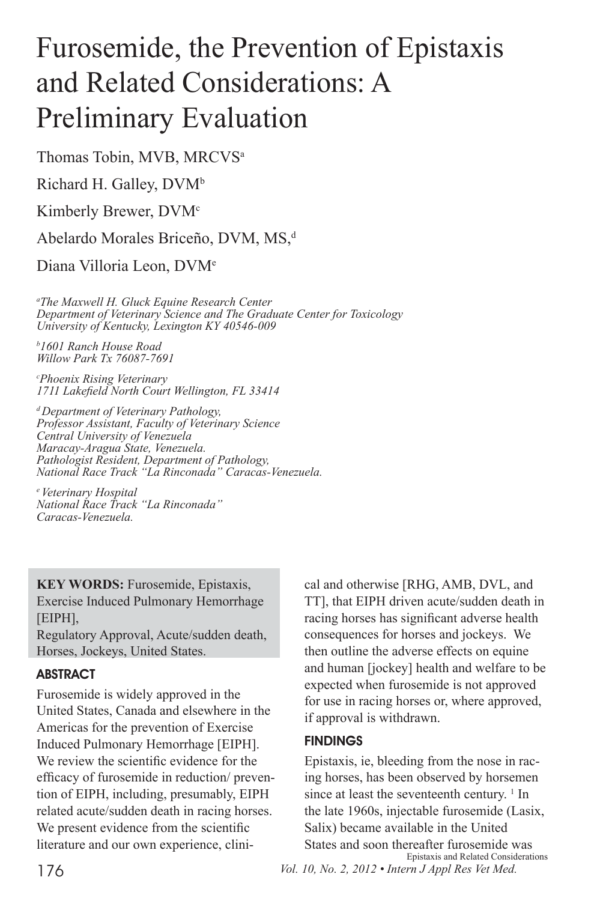# Furosemide, the Prevention of Epistaxis and Related Considerations: A Preliminary Evaluation

Thomas Tobin, MVB, MRCVS[a]

Richard H. Galley, DVM[b]

Kimberly Brewer, DVM[c]

Abelardo Morales Briceño, DVM, MS,[d]

Diana Villoria Leon, DVM[e]

*[a]The Maxwell H. Gluck Equine Research Center*
*Department of Veterinary Science and The Graduate Center for Toxicology*
*University of Kentucky, Lexington KY 40546-009*

*[b]1601 Ranch House Road*
*Willow Park Tx 76087-7691*

*[c]Phoenix Rising Veterinary*
*1711 Lakefield North Court Wellington, FL 33414*

*[d] Department of Veterinary Pathology,*
*Professor Assistant, Faculty of Veterinary Science*
*Central University of Venezuela*
*Maracay-Aragua State, Venezuela.*
*Pathologist Resident, Department of Pathology,*
*National Race Track "La Rinconada" Caracas-Venezuela.*

*[e] Veterinary Hospital*
*National Race Track "La Rinconada"*
*Caracas-Venezuela.*

**KEY WORDS:** Furosemide, Epistaxis, Exercise Induced Pulmonary Hemorrhage [EIPH],
Regulatory Approval, Acute/sudden death, Horses, Jockeys, United States.

## ABSTRACT

Furosemide is widely approved in the United States, Canada and elsewhere in the Americas for the prevention of Exercise Induced Pulmonary Hemorrhage [EIPH]. We review the scientific evidence for the efficacy of furosemide in reduction/ prevention of EIPH, including, presumably, EIPH related acute/sudden death in racing horses. We present evidence from the scientific literature and our own experience, clinical and otherwise [RHG, AMB, DVL, and TT], that EIPH driven acute/sudden death in racing horses has significant adverse health consequences for horses and jockeys. We then outline the adverse effects on equine and human [jockey] health and welfare to be expected when furosemide is not approved for use in racing horses or, where approved, if approval is withdrawn.

## FINDINGS

Epistaxis, ie, bleeding from the nose in racing horses, has been observed by horsemen since at least the seventeenth century. [1] In the late 1960s, injectable furosemide (Lasix, Salix) became available in the United States and soon thereafter furosemide was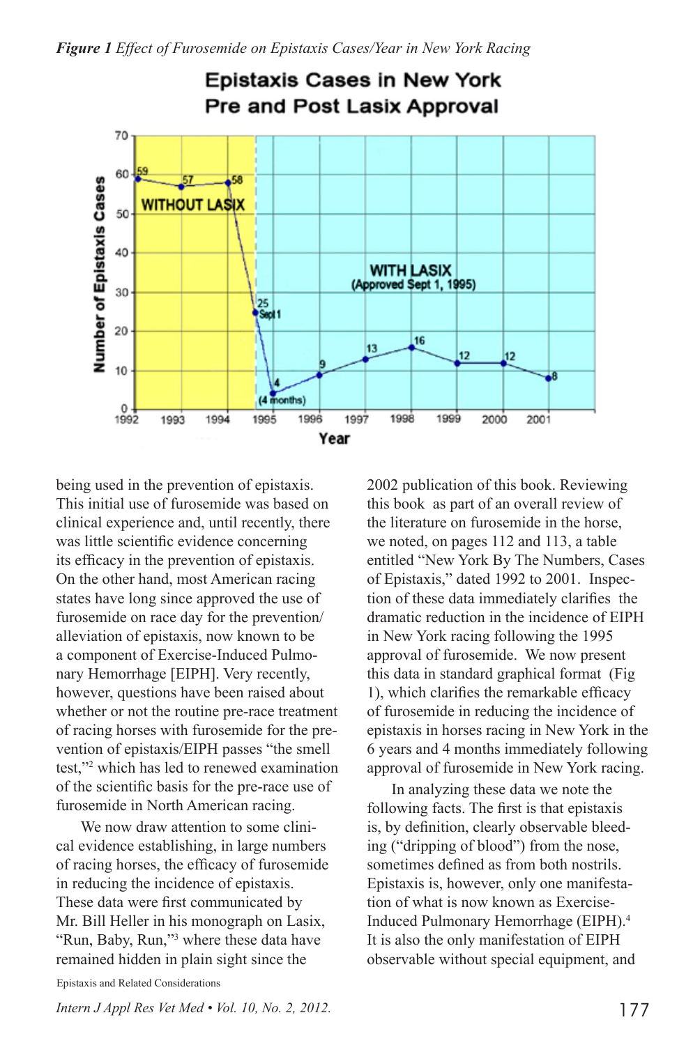*Figure 1 Effect of Furosemide on Epistaxis Cases/Year in New York Racing*

being used in the prevention of epistaxis. This initial use of furosemide was based on clinical experience and, until recently, there was little scientific evidence concerning its efficacy in the prevention of epistaxis. On the other hand, most American racing states have long since approved the use of furosemide on race day for the prevention/alleviation of epistaxis, now known to be a component of Exercise-Induced Pulmonary Hemorrhage [EIPH]. Very recently, however, questions have been raised about whether or not the routine pre-race treatment of racing horses with furosemide for the prevention of epistaxis/EIPH passes "the smell test,"[2] which has led to renewed examination of the scientific basis for the pre-race use of furosemide in North American racing.

We now draw attention to some clinical evidence establishing, in large numbers of racing horses, the efficacy of furosemide in reducing the incidence of epistaxis. These data were first communicated by Mr. Bill Heller in his monograph on Lasix, "Run, Baby, Run,"[3] where these data have remained hidden in plain sight since the 2002 publication of this book. Reviewing this book as part of an overall review of the literature on furosemide in the horse, we noted, on pages 112 and 113, a table entitled "New York By The Numbers, Cases of Epistaxis," dated 1992 to 2001. Inspection of these data immediately clarifies the dramatic reduction in the incidence of EIPH in New York racing following the 1995 approval of furosemide. We now present this data in standard graphical format (Fig 1), which clarifies the remarkable efficacy of furosemide in reducing the incidence of epistaxis in horses racing in New York in the 6 years and 4 months immediately following approval of furosemide in New York racing.

In analyzing these data we note the following facts. The first is that epistaxis is, by definition, clearly observable bleeding ("dripping of blood") from the nose, sometimes defined as from both nostrils. Epistaxis is, however, only one manifestation of what is now known as Exercise-Induced Pulmonary Hemorrhage (EIPH).[4] It is also the only manifestation of EIPH observable without special equipment, and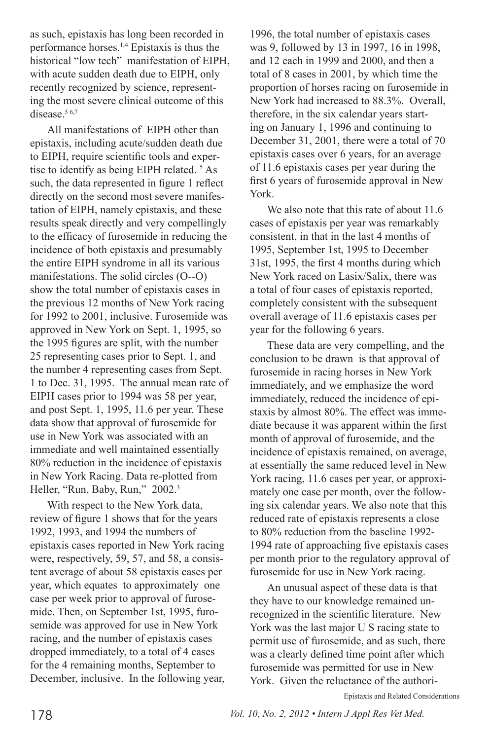as such, epistaxis has long been recorded in performance horses.[1,4] Epistaxis is thus the historical "low tech" manifestation of EIPH, with acute sudden death due to EIPH, only recently recognized by science, representing the most severe clinical outcome of this disease.[5 6,7]

All manifestations of EIPH other than epistaxis, including acute/sudden death due to EIPH, require scientific tools and expertise to identify as being EIPH related. [5] As such, the data represented in figure 1 reflect directly on the second most severe manifestation of EIPH, namely epistaxis, and these results speak directly and very compellingly to the efficacy of furosemide in reducing the incidence of both epistaxis and presumably the entire EIPH syndrome in all its various manifestations. The solid circles (O--O) show the total number of epistaxis cases in the previous 12 months of New York racing for 1992 to 2001, inclusive. Furosemide was approved in New York on Sept. 1, 1995, so the 1995 figures are split, with the number 25 representing cases prior to Sept. 1, and the number 4 representing cases from Sept. 1 to Dec. 31, 1995. The annual mean rate of EIPH cases prior to 1994 was 58 per year, and post Sept. 1, 1995, 11.6 per year. These data show that approval of furosemide for use in New York was associated with an immediate and well maintained essentially 80% reduction in the incidence of epistaxis in New York Racing. Data re-plotted from Heller, "Run, Baby, Run," 2002.[3]

With respect to the New York data, review of figure 1 shows that for the years 1992, 1993, and 1994 the numbers of epistaxis cases reported in New York racing were, respectively, 59, 57, and 58, a consistent average of about 58 epistaxis cases per year, which equates to approximately one case per week prior to approval of furosemide. Then, on September 1st, 1995, furosemide was approved for use in New York racing, and the number of epistaxis cases dropped immediately, to a total of 4 cases for the 4 remaining months, September to December, inclusive. In the following year, 1996, the total number of epistaxis cases was 9, followed by 13 in 1997, 16 in 1998, and 12 each in 1999 and 2000, and then a total of 8 cases in 2001, by which time the proportion of horses racing on furosemide in New York had increased to 88.3%. Overall, therefore, in the six calendar years starting on January 1, 1996 and continuing to December 31, 2001, there were a total of 70 epistaxis cases over 6 years, for an average of 11.6 epistaxis cases per year during the first 6 years of furosemide approval in New York.

We also note that this rate of about 11.6 cases of epistaxis per year was remarkably consistent, in that in the last 4 months of 1995, September 1st, 1995 to December 31st, 1995, the first 4 months during which New York raced on Lasix/Salix, there was a total of four cases of epistaxis reported, completely consistent with the subsequent overall average of 11.6 epistaxis cases per year for the following 6 years.

These data are very compelling, and the conclusion to be drawn is that approval of furosemide in racing horses in New York immediately, and we emphasize the word immediately, reduced the incidence of epistaxis by almost 80%. The effect was immediate because it was apparent within the first month of approval of furosemide, and the incidence of epistaxis remained, on average, at essentially the same reduced level in New York racing, 11.6 cases per year, or approximately one case per month, over the following six calendar years. We also note that this reduced rate of epistaxis represents a close to 80% reduction from the baseline 1992-1994 rate of approaching five epistaxis cases per month prior to the regulatory approval of furosemide for use in New York racing.

An unusual aspect of these data is that they have to our knowledge remained unrecognized in the scientific literature. New York was the last major U S racing state to permit use of furosemide, and as such, there was a clearly defined time point after which furosemide was permitted for use in New York. Given the reluctance of the authori-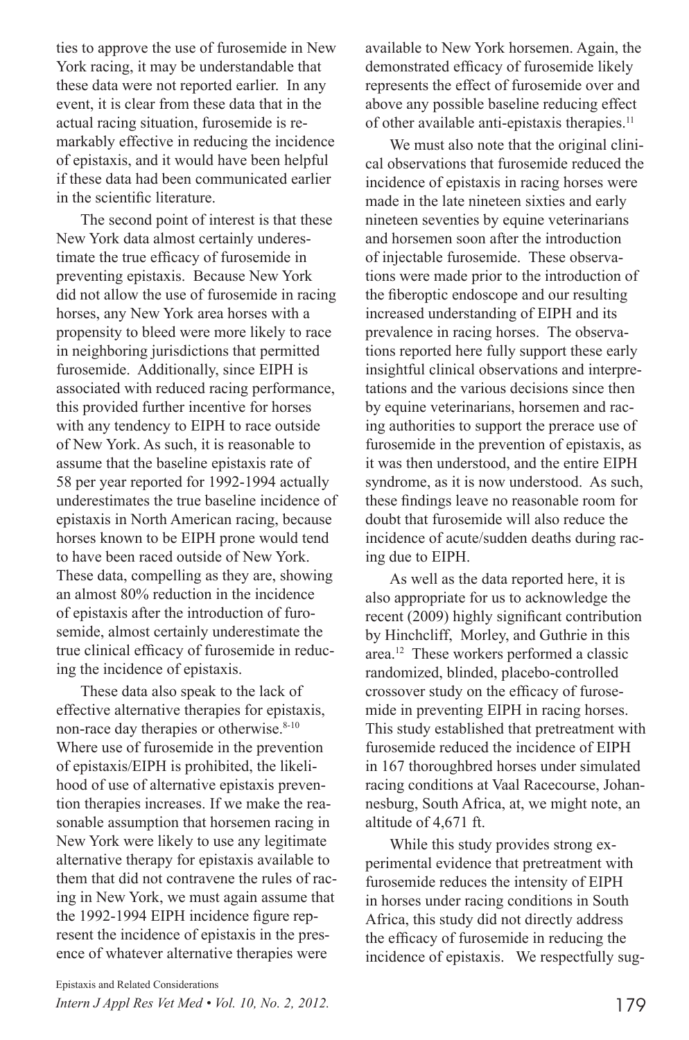ties to approve the use of furosemide in New York racing, it may be understandable that these data were not reported earlier. In any event, it is clear from these data that in the actual racing situation, furosemide is remarkably effective in reducing the incidence of epistaxis, and it would have been helpful if these data had been communicated earlier in the scientific literature.

The second point of interest is that these New York data almost certainly underestimate the true efficacy of furosemide in preventing epistaxis. Because New York did not allow the use of furosemide in racing horses, any New York area horses with a propensity to bleed were more likely to race in neighboring jurisdictions that permitted furosemide. Additionally, since EIPH is associated with reduced racing performance, this provided further incentive for horses with any tendency to EIPH to race outside of New York. As such, it is reasonable to assume that the baseline epistaxis rate of 58 per year reported for 1992-1994 actually underestimates the true baseline incidence of epistaxis in North American racing, because horses known to be EIPH prone would tend to have been raced outside of New York. These data, compelling as they are, showing an almost 80% reduction in the incidence of epistaxis after the introduction of furosemide, almost certainly underestimate the true clinical efficacy of furosemide in reducing the incidence of epistaxis.

These data also speak to the lack of effective alternative therapies for epistaxis, non-race day therapies or otherwise.[8-10] Where use of furosemide in the prevention of epistaxis/EIPH is prohibited, the likelihood of use of alternative epistaxis prevention therapies increases. If we make the reasonable assumption that horsemen racing in New York were likely to use any legitimate alternative therapy for epistaxis available to them that did not contravene the rules of racing in New York, we must again assume that the 1992-1994 EIPH incidence figure represent the incidence of epistaxis in the presence of whatever alternative therapies were available to New York horsemen. Again, the demonstrated efficacy of furosemide likely represents the effect of furosemide over and above any possible baseline reducing effect of other available anti-epistaxis therapies.[11]

We must also note that the original clinical observations that furosemide reduced the incidence of epistaxis in racing horses were made in the late nineteen sixties and early nineteen seventies by equine veterinarians and horsemen soon after the introduction of injectable furosemide. These observations were made prior to the introduction of the fiberoptic endoscope and our resulting increased understanding of EIPH and its prevalence in racing horses. The observations reported here fully support these early insightful clinical observations and interpretations and the various decisions since then by equine veterinarians, horsemen and racing authorities to support the prerace use of furosemide in the prevention of epistaxis, as it was then understood, and the entire EIPH syndrome, as it is now understood. As such, these findings leave no reasonable room for doubt that furosemide will also reduce the incidence of acute/sudden deaths during racing due to EIPH.

As well as the data reported here, it is also appropriate for us to acknowledge the recent (2009) highly significant contribution by Hinchcliff, Morley, and Guthrie in this area.[12] These workers performed a classic randomized, blinded, placebo-controlled crossover study on the efficacy of furosemide in preventing EIPH in racing horses. This study established that pretreatment with furosemide reduced the incidence of EIPH in 167 thoroughbred horses under simulated racing conditions at Vaal Racecourse, Johannesburg, South Africa, at, we might note, an altitude of 4,671 ft.

While this study provides strong experimental evidence that pretreatment with furosemide reduces the intensity of EIPH in horses under racing conditions in South Africa, this study did not directly address the efficacy of furosemide in reducing the incidence of epistaxis. We respectfully sug-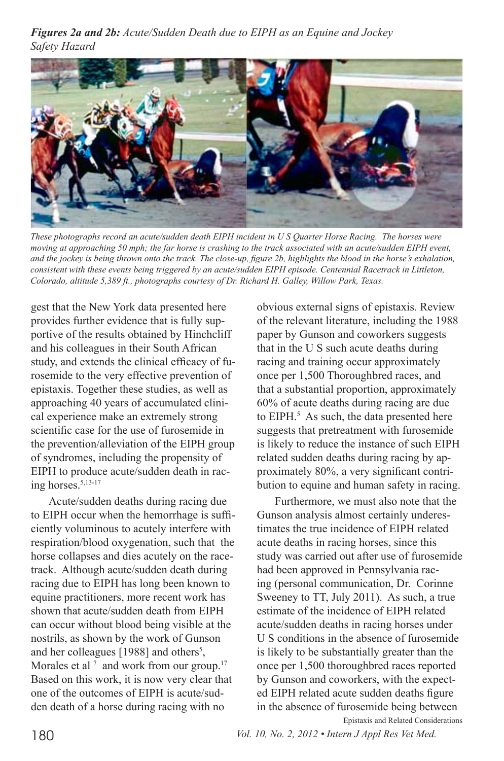***Figures 2a and 2b:** Acute/Sudden Death due to EIPH as an Equine and Jockey Safety Hazard*

*These photographs record an acute/sudden death EIPH incident in U S Quarter Horse Racing. The horses were moving at approaching 50 mph; the far horse is crashing to the track associated with an acute/sudden EIPH event, and the jockey is being thrown onto the track. The close-up, figure 2b, highlights the blood in the horse's exhalation, consistent with these events being triggered by an acute/sudden EIPH episode. Centennial Racetrack in Littleton, Colorado, altitude 5,389 ft., photographs courtesy of Dr. Richard H. Galley, Willow Park, Texas.*

gest that the New York data presented here provides further evidence that is fully supportive of the results obtained by Hinchcliff and his colleagues in their South African study, and extends the clinical efficacy of furosemide to the very effective prevention of epistaxis. Together these studies, as well as approaching 40 years of accumulated clinical experience make an extremely strong scientific case for the use of furosemide in the prevention/alleviation of the EIPH group of syndromes, including the propensity of EIPH to produce acute/sudden death in racing horses.[5,13-17]

Acute/sudden deaths during racing due to EIPH occur when the hemorrhage is sufficiently voluminous to acutely interfere with respiration/blood oxygenation, such that the horse collapses and dies acutely on the racetrack. Although acute/sudden death during racing due to EIPH has long been known to equine practitioners, more recent work has shown that acute/sudden death from EIPH can occur without blood being visible at the nostrils, as shown by the work of Gunson and her colleagues [1988] and others[5], Morales et al [7] and work from our group.[17] Based on this work, it is now very clear that one of the outcomes of EIPH is acute/sudden death of a horse during racing with no obvious external signs of epistaxis. Review of the relevant literature, including the 1988 paper by Gunson and coworkers suggests that in the U S such acute deaths during racing and training occur approximately once per 1,500 Thoroughbred races, and that a substantial proportion, approximately 60% of acute deaths during racing are due to EIPH.[5] As such, the data presented here suggests that pretreatment with furosemide is likely to reduce the instance of such EIPH related sudden deaths during racing by approximately 80%, a very significant contribution to equine and human safety in racing.

Furthermore, we must also note that the Gunson analysis almost certainly underestimates the true incidence of EIPH related acute deaths in racing horses, since this study was carried out after use of furosemide had been approved in Pennsylvania racing (personal communication, Dr. Corinne Sweeney to TT, July 2011). As such, a true estimate of the incidence of EIPH related acute/sudden deaths in racing horses under U S conditions in the absence of furosemide is likely to be substantially greater than the once per 1,500 thoroughbred races reported by Gunson and coworkers, with the expected EIPH related acute sudden deaths figure in the absence of furosemide being between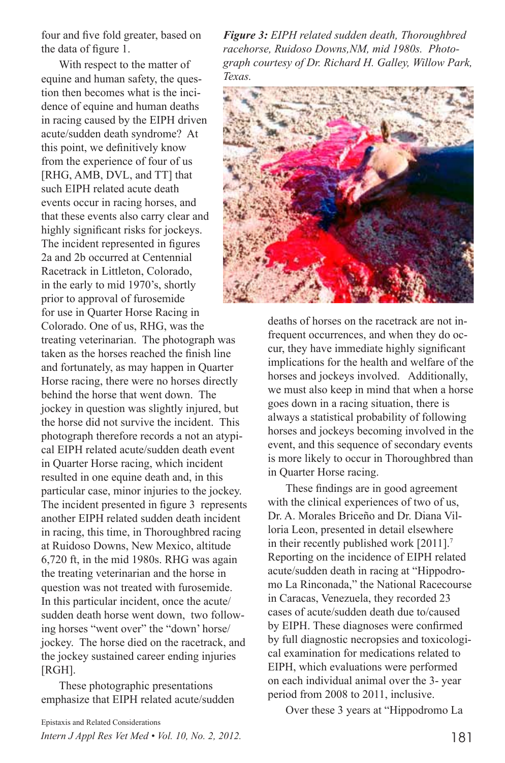four and five fold greater, based on the data of figure 1.

With respect to the matter of equine and human safety, the question then becomes what is the incidence of equine and human deaths in racing caused by the EIPH driven acute/sudden death syndrome? At this point, we definitively know from the experience of four of us [RHG, AMB, DVL, and TT] that such EIPH related acute death events occur in racing horses, and that these events also carry clear and highly significant risks for jockeys. The incident represented in figures 2a and 2b occurred at Centennial Racetrack in Littleton, Colorado, in the early to mid 1970's, shortly prior to approval of furosemide for use in Quarter Horse Racing in Colorado. One of us, RHG, was the treating veterinarian. The photograph was taken as the horses reached the finish line and fortunately, as may happen in Quarter Horse racing, there were no horses directly behind the horse that went down. The jockey in question was slightly injured, but the horse did not survive the incident. This photograph therefore records a not an atypical EIPH related acute/sudden death event in Quarter Horse racing, which incident resulted in one equine death and, in this particular case, minor injuries to the jockey. The incident presented in figure 3 represents another EIPH related sudden death incident in racing, this time, in Thoroughbred racing at Ruidoso Downs, New Mexico, altitude 6,720 ft, in the mid 1980s. RHG was again the treating veterinarian and the horse in question was not treated with furosemide. In this particular incident, once the acute/sudden death horse went down, two following horses "went over" the "down' horse/jockey. The horse died on the racetrack, and the jockey sustained career ending injuries [RGH].

These photographic presentations emphasize that EIPH related acute/sudden deaths of horses on the racetrack are not infrequent occurrences, and when they do occur, they have immediate highly significant implications for the health and welfare of the horses and jockeys involved. Additionally, we must also keep in mind that when a horse goes down in a racing situation, there is always a statistical probability of following horses and jockeys becoming involved in the event, and this sequence of secondary events is more likely to occur in Thoroughbred than in Quarter Horse racing.

***Figure 3:*** *EIPH related sudden death, Thoroughbred racehorse, Ruidoso Downs,NM, mid 1980s. Photograph courtesy of Dr. Richard H. Galley, Willow Park, Texas.*

These findings are in good agreement with the clinical experiences of two of us, Dr. A. Morales Briceño and Dr. Diana Villoria Leon, presented in detail elsewhere in their recently published work [2011].[7] Reporting on the incidence of EIPH related acute/sudden death in racing at "Hippodromo La Rinconada," the National Racecourse in Caracas, Venezuela, they recorded 23 cases of acute/sudden death due to/caused by EIPH. These diagnoses were confirmed by full diagnostic necropsies and toxicological examination for medications related to EIPH, which evaluations were performed on each individual animal over the 3- year period from 2008 to 2011, inclusive.

Over these 3 years at "Hippodromo La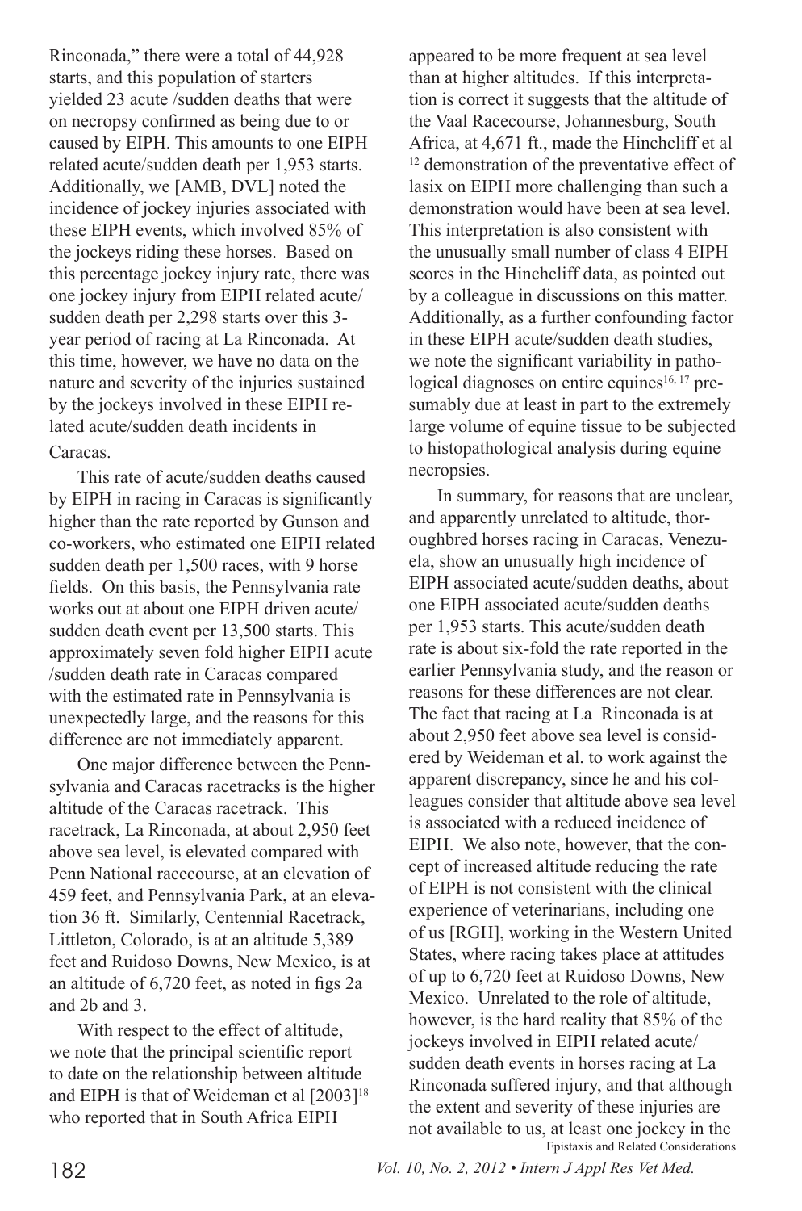Rinconada," there were a total of 44,928 starts, and this population of starters yielded 23 acute /sudden deaths that were on necropsy confirmed as being due to or caused by EIPH. This amounts to one EIPH related acute/sudden death per 1,953 starts. Additionally, we [AMB, DVL] noted the incidence of jockey injuries associated with these EIPH events, which involved 85% of the jockeys riding these horses. Based on this percentage jockey injury rate, there was one jockey injury from EIPH related acute/ sudden death per 2,298 starts over this 3-year period of racing at La Rinconada. At this time, however, we have no data on the nature and severity of the injuries sustained by the jockeys involved in these EIPH related acute/sudden death incidents in Caracas.

This rate of acute/sudden deaths caused by EIPH in racing in Caracas is significantly higher than the rate reported by Gunson and co-workers, who estimated one EIPH related sudden death per 1,500 races, with 9 horse fields. On this basis, the Pennsylvania rate works out at about one EIPH driven acute/ sudden death event per 13,500 starts. This approximately seven fold higher EIPH acute /sudden death rate in Caracas compared with the estimated rate in Pennsylvania is unexpectedly large, and the reasons for this difference are not immediately apparent.

One major difference between the Pennsylvania and Caracas racetracks is the higher altitude of the Caracas racetrack. This racetrack, La Rinconada, at about 2,950 feet above sea level, is elevated compared with Penn National racecourse, at an elevation of 459 feet, and Pennsylvania Park, at an elevation 36 ft. Similarly, Centennial Racetrack, Littleton, Colorado, is at an altitude 5,389 feet and Ruidoso Downs, New Mexico, is at an altitude of 6,720 feet, as noted in figs 2a and 2b and 3.

With respect to the effect of altitude, we note that the principal scientific report to date on the relationship between altitude and EIPH is that of Weideman et al [2003][18] who reported that in South Africa EIPH appeared to be more frequent at sea level than at higher altitudes. If this interpretation is correct it suggests that the altitude of the Vaal Racecourse, Johannesburg, South Africa, at 4,671 ft., made the Hinchcliff et al [12] demonstration of the preventative effect of lasix on EIPH more challenging than such a demonstration would have been at sea level. This interpretation is also consistent with the unusually small number of class 4 EIPH scores in the Hinchcliff data, as pointed out by a colleague in discussions on this matter. Additionally, as a further confounding factor in these EIPH acute/sudden death studies, we note the significant variability in pathological diagnoses on entire equines[16, 17] presumably due at least in part to the extremely large volume of equine tissue to be subjected to histopathological analysis during equine necropsies.

In summary, for reasons that are unclear, and apparently unrelated to altitude, thoroughbred horses racing in Caracas, Venezuela, show an unusually high incidence of EIPH associated acute/sudden deaths, about one EIPH associated acute/sudden deaths per 1,953 starts. This acute/sudden death rate is about six-fold the rate reported in the earlier Pennsylvania study, and the reason or reasons for these differences are not clear. The fact that racing at La Rinconada is at about 2,950 feet above sea level is considered by Weideman et al. to work against the apparent discrepancy, since he and his colleagues consider that altitude above sea level is associated with a reduced incidence of EIPH. We also note, however, that the concept of increased altitude reducing the rate of EIPH is not consistent with the clinical experience of veterinarians, including one of us [RGH], working in the Western United States, where racing takes place at attitudes of up to 6,720 feet at Ruidoso Downs, New Mexico. Unrelated to the role of altitude, however, is the hard reality that 85% of the jockeys involved in EIPH related acute/ sudden death events in horses racing at La Rinconada suffered injury, and that although the extent and severity of these injuries are not available to us, at least one jockey in the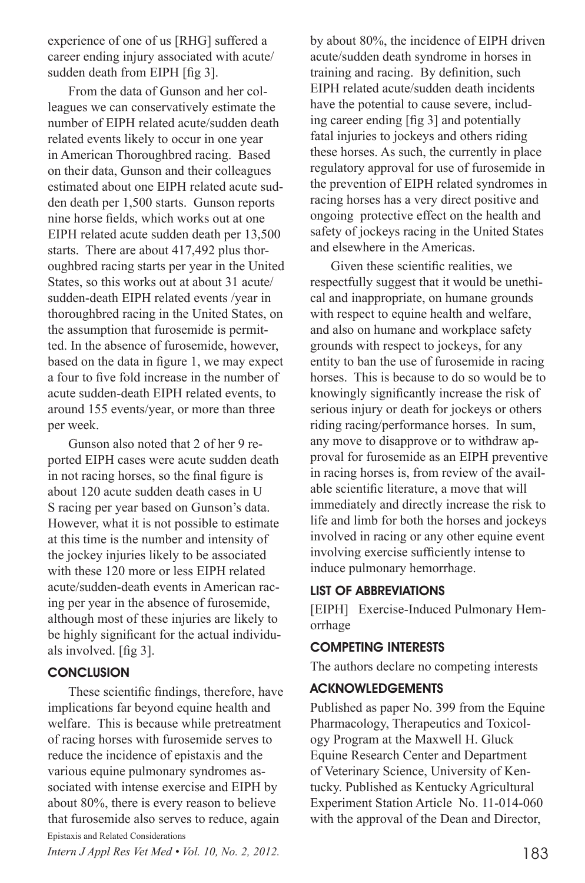experience of one of us [RHG] suffered a career ending injury associated with acute/sudden death from EIPH [fig 3].

From the data of Gunson and her colleagues we can conservatively estimate the number of EIPH related acute/sudden death related events likely to occur in one year in American Thoroughbred racing. Based on their data, Gunson and their colleagues estimated about one EIPH related acute sudden death per 1,500 starts. Gunson reports nine horse fields, which works out at one EIPH related acute sudden death per 13,500 starts. There are about 417,492 plus thoroughbred racing starts per year in the United States, so this works out at about 31 acute/sudden-death EIPH related events /year in thoroughbred racing in the United States, on the assumption that furosemide is permitted. In the absence of furosemide, however, based on the data in figure 1, we may expect a four to five fold increase in the number of acute sudden-death EIPH related events, to around 155 events/year, or more than three per week.

Gunson also noted that 2 of her 9 reported EIPH cases were acute sudden death in not racing horses, so the final figure is about 120 acute sudden death cases in U S racing per year based on Gunson's data. However, what it is not possible to estimate at this time is the number and intensity of the jockey injuries likely to be associated with these 120 more or less EIPH related acute/sudden-death events in American racing per year in the absence of furosemide, although most of these injuries are likely to be highly significant for the actual individuals involved. [fig 3].

## CONCLUSION

These scientific findings, therefore, have implications far beyond equine health and welfare. This is because while pretreatment of racing horses with furosemide serves to reduce the incidence of epistaxis and the various equine pulmonary syndromes associated with intense exercise and EIPH by about 80%, there is every reason to believe that furosemide also serves to reduce, again by about 80%, the incidence of EIPH driven acute/sudden death syndrome in horses in training and racing. By definition, such EIPH related acute/sudden death incidents have the potential to cause severe, including career ending [fig 3] and potentially fatal injuries to jockeys and others riding these horses. As such, the currently in place regulatory approval for use of furosemide in the prevention of EIPH related syndromes in racing horses has a very direct positive and ongoing protective effect on the health and safety of jockeys racing in the United States and elsewhere in the Americas.

Given these scientific realities, we respectfully suggest that it would be unethical and inappropriate, on humane grounds with respect to equine health and welfare, and also on humane and workplace safety grounds with respect to jockeys, for any entity to ban the use of furosemide in racing horses. This is because to do so would be to knowingly significantly increase the risk of serious injury or death for jockeys or others riding racing/performance horses. In sum, any move to disapprove or to withdraw approval for furosemide as an EIPH preventive in racing horses is, from review of the available scientific literature, a move that will immediately and directly increase the risk to life and limb for both the horses and jockeys involved in racing or any other equine event involving exercise sufficiently intense to induce pulmonary hemorrhage.

## LIST OF ABBREVIATIONS

[EIPH] Exercise-Induced Pulmonary Hemorrhage

## COMPETING INTERESTS

The authors declare no competing interests

## ACKNOWLEDGEMENTS

Published as paper No. 399 from the Equine Pharmacology, Therapeutics and Toxicology Program at the Maxwell H. Gluck Equine Research Center and Department of Veterinary Science, University of Kentucky. Published as Kentucky Agricultural Experiment Station Article No. 11-014-060 with the approval of the Dean and Director,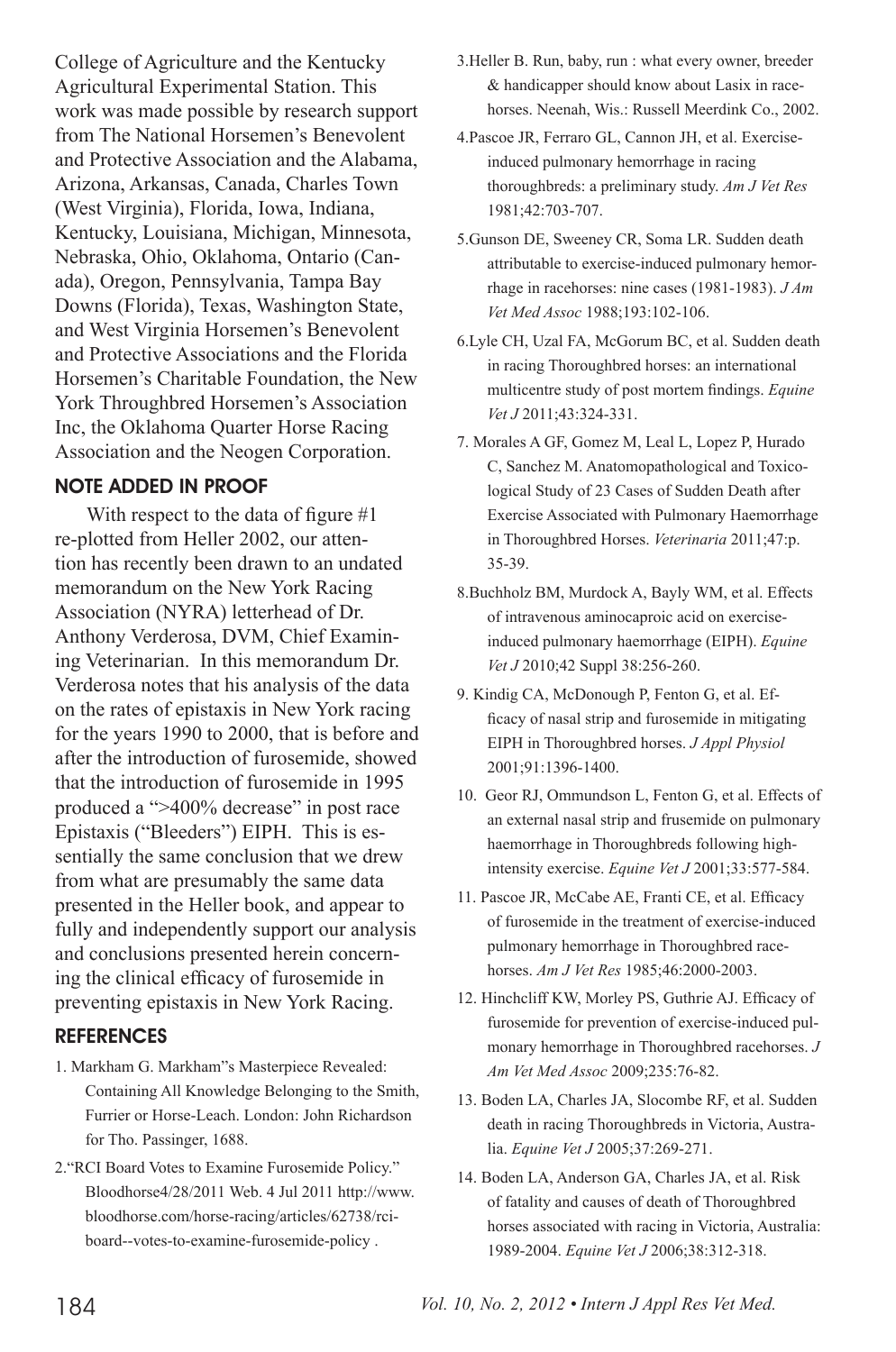College of Agriculture and the Kentucky Agricultural Experimental Station. This work was made possible by research support from The National Horsemen's Benevolent and Protective Association and the Alabama, Arizona, Arkansas, Canada, Charles Town (West Virginia), Florida, Iowa, Indiana, Kentucky, Louisiana, Michigan, Minnesota, Nebraska, Ohio, Oklahoma, Ontario (Canada), Oregon, Pennsylvania, Tampa Bay Downs (Florida), Texas, Washington State, and West Virginia Horsemen's Benevolent and Protective Associations and the Florida Horsemen's Charitable Foundation, the New York Throughbred Horsemen's Association Inc, the Oklahoma Quarter Horse Racing Association and the Neogen Corporation.

## NOTE ADDED IN PROOF

With respect to the data of figure #1 re-plotted from Heller 2002, our attention has recently been drawn to an undated memorandum on the New York Racing Association (NYRA) letterhead of Dr. Anthony Verderosa, DVM, Chief Examining Veterinarian. In this memorandum Dr. Verderosa notes that his analysis of the data on the rates of epistaxis in New York racing for the years 1990 to 2000, that is before and after the introduction of furosemide, showed that the introduction of furosemide in 1995 produced a ">400% decrease" in post race Epistaxis ("Bleeders") EIPH. This is essentially the same conclusion that we drew from what are presumably the same data presented in the Heller book, and appear to fully and independently support our analysis and conclusions presented herein concerning the clinical efficacy of furosemide in preventing epistaxis in New York Racing.

## REFERENCES

1. Markham G. Markham"s Masterpiece Revealed: Containing All Knowledge Belonging to the Smith, Furrier or Horse-Leach. London: John Richardson for Tho. Passinger, 1688.
2. "RCI Board Votes to Examine Furosemide Policy." Bloodhorse4/28/2011 Web. 4 Jul 2011 http://www.bloodhorse.com/horse-racing/articles/62738/rci-board--votes-to-examine-furosemide-policy .
3. Heller B. Run, baby, run : what every owner, breeder & handicapper should know about Lasix in racehorses. Neenah, Wis.: Russell Meerdink Co., 2002.
4. Pascoe JR, Ferraro GL, Cannon JH, et al. Exercise-induced pulmonary hemorrhage in racing thoroughbreds: a preliminary study. *Am J Vet Res* 1981;42:703-707.
5. Gunson DE, Sweeney CR, Soma LR. Sudden death attributable to exercise-induced pulmonary hemorrhage in racehorses: nine cases (1981-1983). *J Am Vet Med Assoc* 1988;193:102-106.
6. Lyle CH, Uzal FA, McGorum BC, et al. Sudden death in racing Thoroughbred horses: an international multicentre study of post mortem findings. *Equine Vet J* 2011;43:324-331.
7. Morales A GF, Gomez M, Leal L, Lopez P, Hurado C, Sanchez M. Anatomopathological and Toxicological Study of 23 Cases of Sudden Death after Exercise Associated with Pulmonary Haemorrhage in Thoroughbred Horses. *Veterinaria* 2011;47:p. 35-39.
8. Buchholz BM, Murdock A, Bayly WM, et al. Effects of intravenous aminocaproic acid on exercise-induced pulmonary haemorrhage (EIPH). *Equine Vet J* 2010;42 Suppl 38:256-260.
9. Kindig CA, McDonough P, Fenton G, et al. Efficacy of nasal strip and furosemide in mitigating EIPH in Thoroughbred horses. *J Appl Physiol* 2001;91:1396-1400.
10. Geor RJ, Ommundson L, Fenton G, et al. Effects of an external nasal strip and frusemide on pulmonary haemorrhage in Thoroughbreds following high-intensity exercise. *Equine Vet J* 2001;33:577-584.
11. Pascoe JR, McCabe AE, Franti CE, et al. Efficacy of furosemide in the treatment of exercise-induced pulmonary hemorrhage in Thoroughbred racehorses. *Am J Vet Res* 1985;46:2000-2003.
12. Hinchcliff KW, Morley PS, Guthrie AJ. Efficacy of furosemide for prevention of exercise-induced pulmonary hemorrhage in Thoroughbred racehorses. *J Am Vet Med Assoc* 2009;235:76-82.
13. Boden LA, Charles JA, Slocombe RF, et al. Sudden death in racing Thoroughbreds in Victoria, Australia. *Equine Vet J* 2005;37:269-271.
14. Boden LA, Anderson GA, Charles JA, et al. Risk of fatality and causes of death of Thoroughbred horses associated with racing in Victoria, Australia: 1989-2004. *Equine Vet J* 2006;38:312-318.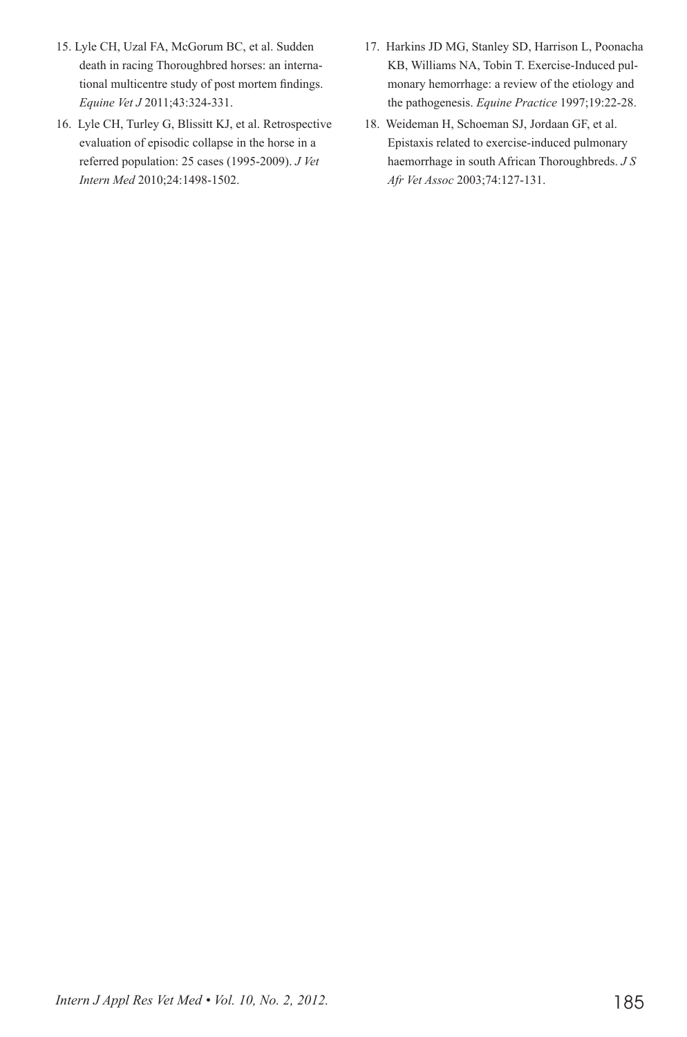15. Lyle CH, Uzal FA, McGorum BC, et al. Sudden death in racing Thoroughbred horses: an international multicentre study of post mortem findings. *Equine Vet J* 2011;43:324-331.

16. Lyle CH, Turley G, Blissitt KJ, et al. Retrospective evaluation of episodic collapse in the horse in a referred population: 25 cases (1995-2009). *J Vet Intern Med* 2010;24:1498-1502.

17. Harkins JD MG, Stanley SD, Harrison L, Poonacha KB, Williams NA, Tobin T. Exercise-Induced pulmonary hemorrhage: a review of the etiology and the pathogenesis. *Equine Practice* 1997;19:22-28.

18. Weideman H, Schoeman SJ, Jordaan GF, et al. Epistaxis related to exercise-induced pulmonary haemorrhage in south African Thoroughbreds. *J S Afr Vet Assoc* 2003;74:127-131.